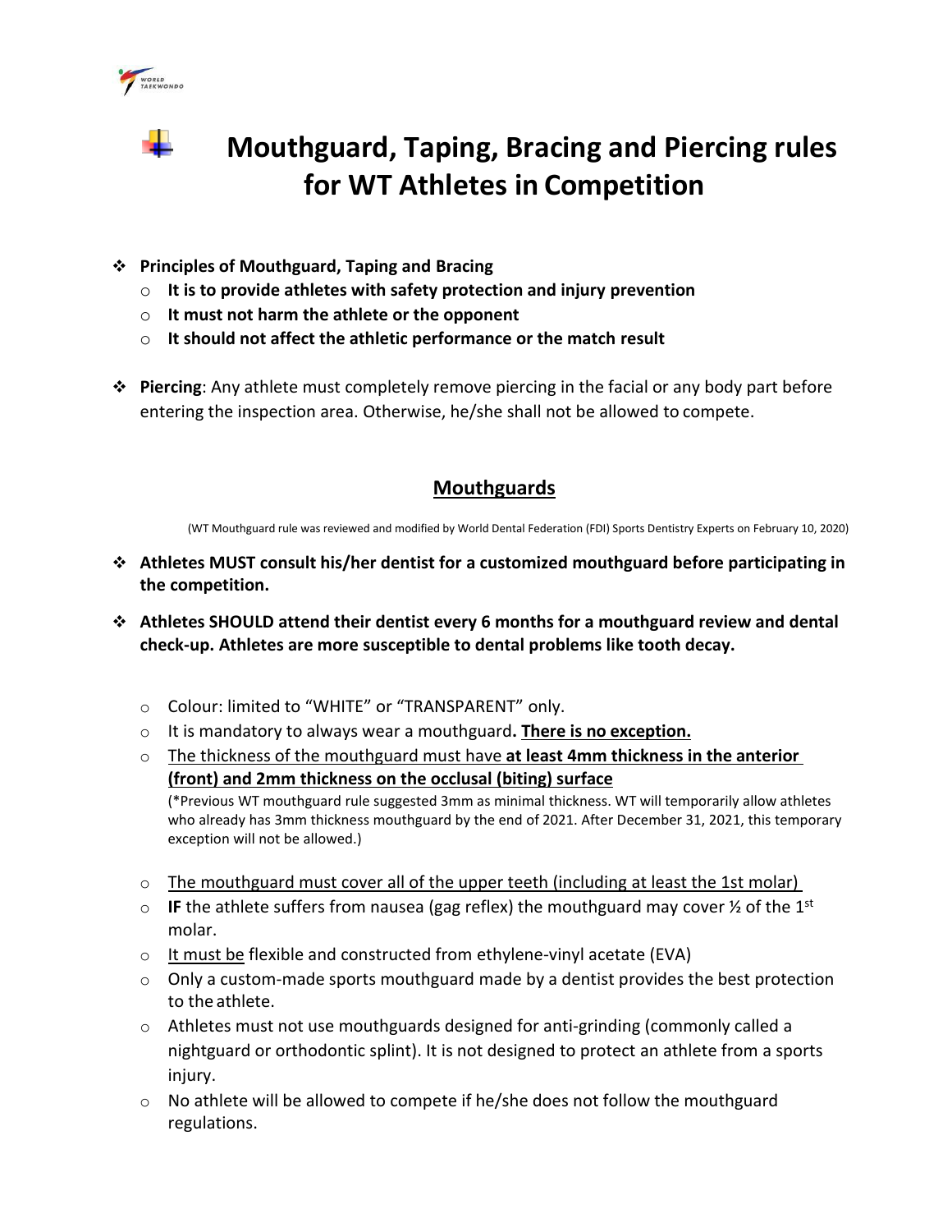# Mouthguard, Taping, Bracing and Piercing rules for WT Athletes in Competition

- **Principles of Mouthguard, Taping and Bracing**
  - **It is to provide athletes with safety protection and injury prevention**
  - **It must not harm the athlete or the opponent**
  - **It should not affect the athletic performance or the match result**
- **Piercing**: Any athlete must completely remove piercing in the facial or any body part before entering the inspection area. Otherwise, he/she shall not be allowed to compete.

## Mouthguards

(WT Mouthguard rule was reviewed and modified by World Dental Federation (FDI) Sports Dentistry Experts on February 10, 2020)

- **Athletes MUST consult his/her dentist for a customized mouthguard before participating in the competition.**
- **Athletes SHOULD attend their dentist every 6 months for a mouthguard review and dental check-up. Athletes are more susceptible to dental problems like tooth decay.**
  - Colour: limited to "WHITE" or "TRANSPARENT" only.
  - It is mandatory to always wear a mouthguard**. There is no exception.**
  - The thickness of the mouthguard must have **at least 4mm thickness in the anterior (front) and 2mm thickness on the occlusal (biting) surface**

    (*Previous WT mouthguard rule suggested 3mm as minimal thickness. WT will temporarily allow athletes who already has 3mm thickness mouthguard by the end of 2021. After December 31, 2021, this temporary exception will not be allowed.)
  - The mouthguard must cover all of the upper teeth (including at least the 1st molar)
  - **IF** the athlete suffers from nausea (gag reflex) the mouthguard may cover ½ of the 1st molar.
  - It must be flexible and constructed from ethylene-vinyl acetate (EVA)
  - Only a custom-made sports mouthguard made by a dentist provides the best protection to the athlete.
  - Athletes must not use mouthguards designed for anti-grinding (commonly called a nightguard or orthodontic splint). It is not designed to protect an athlete from a sports injury.
  - No athlete will be allowed to compete if he/she does not follow the mouthguard regulations.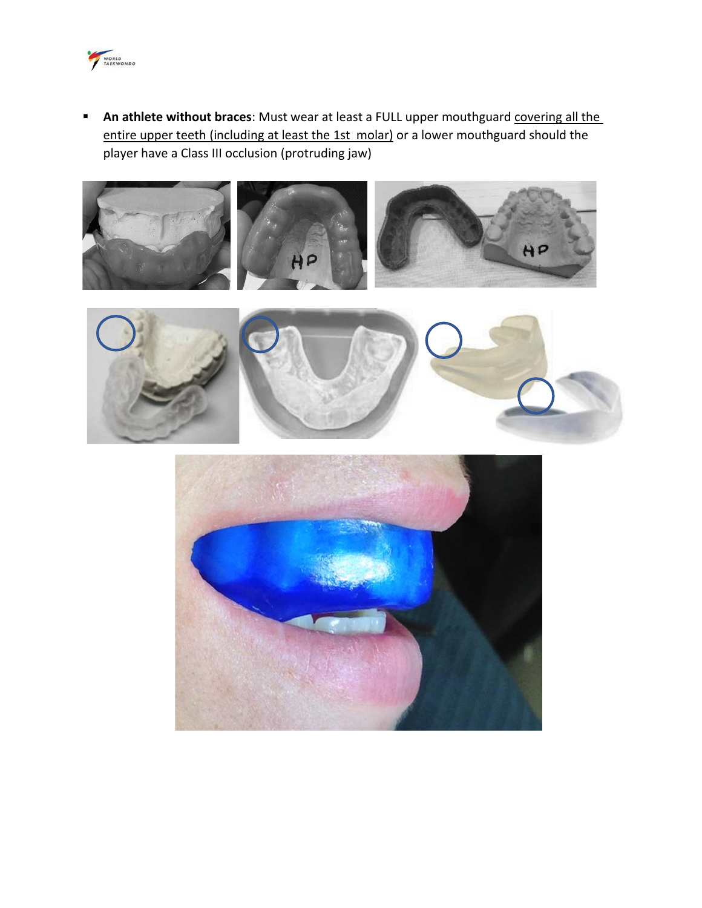- **An athlete without braces**: Must wear at least a FULL upper mouthguard covering all the entire upper teeth (including at least the 1st molar) or a lower mouthguard should the player have a Class III occlusion (protruding jaw)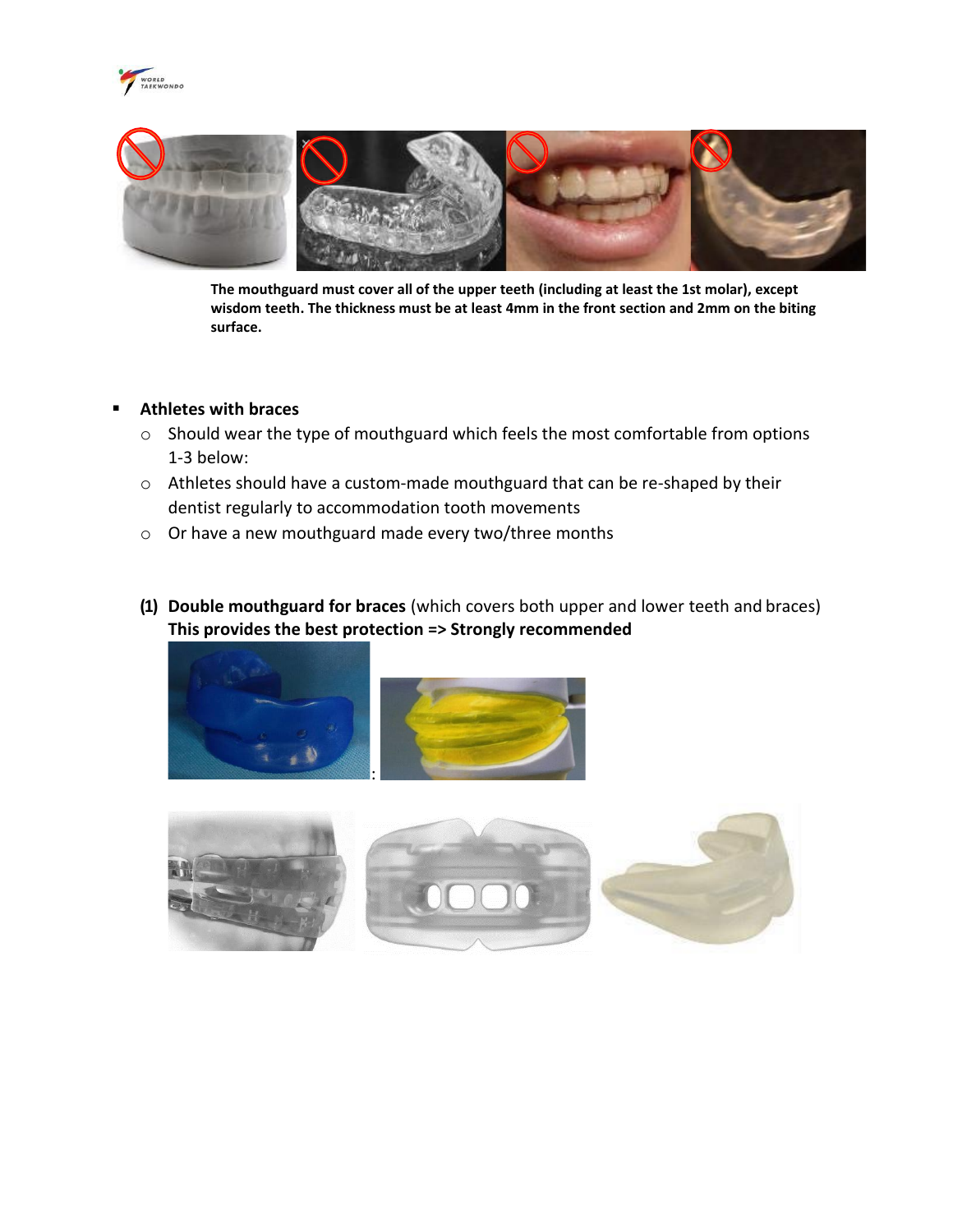**The mouthguard must cover all of the upper teeth (including at least the 1st molar), except wisdom teeth. The thickness must be at least 4mm in the front section and 2mm on the biting surface.**

- **Athletes with braces**
  - Should wear the type of mouthguard which feels the most comfortable from options 1-3 below:
  - Athletes should have a custom-made mouthguard that can be re-shaped by their dentist regularly to accommodation tooth movements
  - Or have a new mouthguard made every two/three months

**(1) Double mouthguard for braces** (which covers both upper and lower teeth and braces)
**This provides the best protection => Strongly recommended**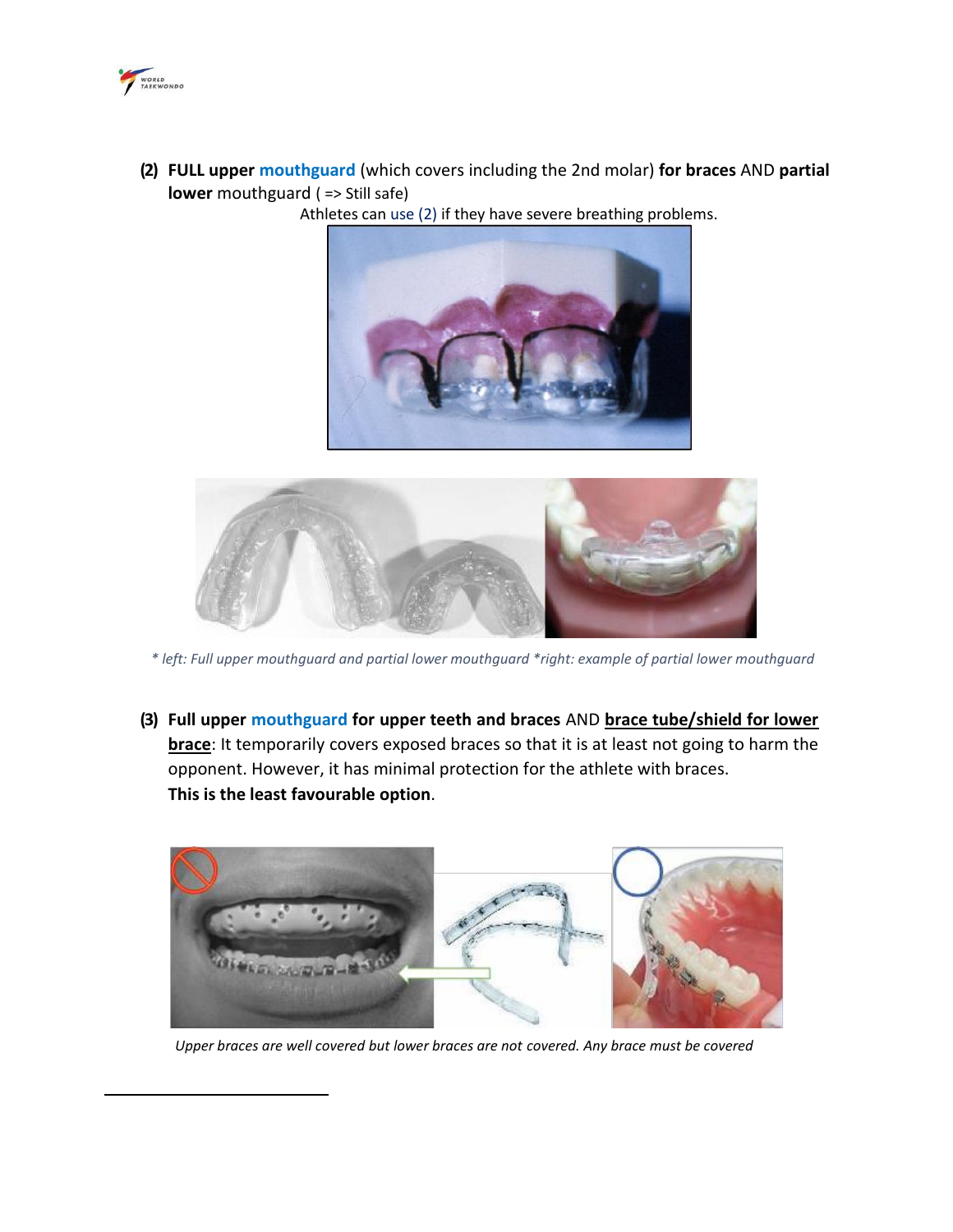**(2) FULL upper mouthguard** (which covers including the 2nd molar) **for braces** AND **partial lower** mouthguard ( => Still safe)

Athletes can use (2) if they have severe breathing problems.

*\* left: Full upper mouthguard and partial lower mouthguard \*right: example of partial lower mouthguard*

**(3) Full upper mouthguard for upper teeth and braces** AND **brace tube/shield for lower brace**: It temporarily covers exposed braces so that it is at least not going to harm the opponent. However, it has minimal protection for the athlete with braces.
**This is the least favourable option**.

*Upper braces are well covered but lower braces are not covered. Any brace must be covered*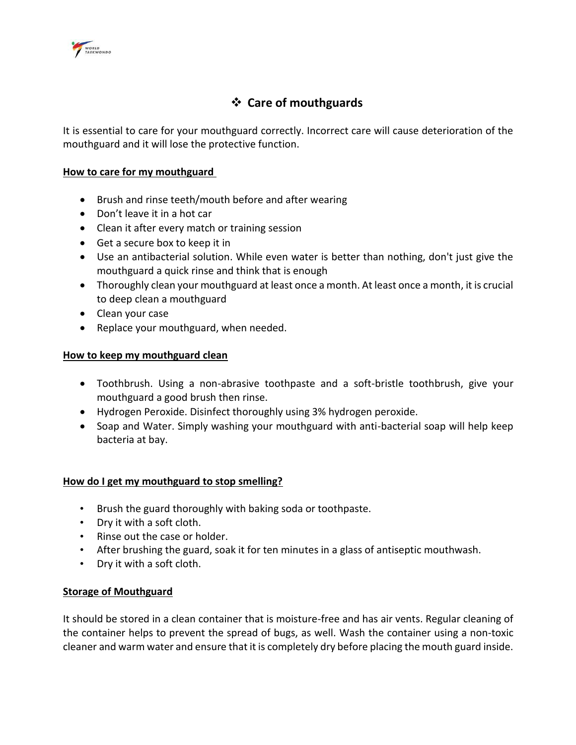## ❖ Care of mouthguards

It is essential to care for your mouthguard correctly. Incorrect care will cause deterioration of the mouthguard and it will lose the protective function.

**How to care for my mouthguard**

- Brush and rinse teeth/mouth before and after wearing
- Don't leave it in a hot car
- Clean it after every match or training session
- Get a secure box to keep it in
- Use an antibacterial solution. While even water is better than nothing, don't just give the mouthguard a quick rinse and think that is enough
- Thoroughly clean your mouthguard at least once a month. At least once a month, it is crucial to deep clean a mouthguard
- Clean your case
- Replace your mouthguard, when needed.

**How to keep my mouthguard clean**

- Toothbrush. Using a non-abrasive toothpaste and a soft-bristle toothbrush, give your mouthguard a good brush then rinse.
- Hydrogen Peroxide. Disinfect thoroughly using 3% hydrogen peroxide.
- Soap and Water. Simply washing your mouthguard with anti-bacterial soap will help keep bacteria at bay.

**How do I get my mouthguard to stop smelling?**

- Brush the guard thoroughly with baking soda or toothpaste.
- Dry it with a soft cloth.
- Rinse out the case or holder.
- After brushing the guard, soak it for ten minutes in a glass of antiseptic mouthwash.
- Dry it with a soft cloth.

**Storage of Mouthguard**

It should be stored in a clean container that is moisture-free and has air vents. Regular cleaning of the container helps to prevent the spread of bugs, as well. Wash the container using a non-toxic cleaner and warm water and ensure that it is completely dry before placing the mouth guard inside.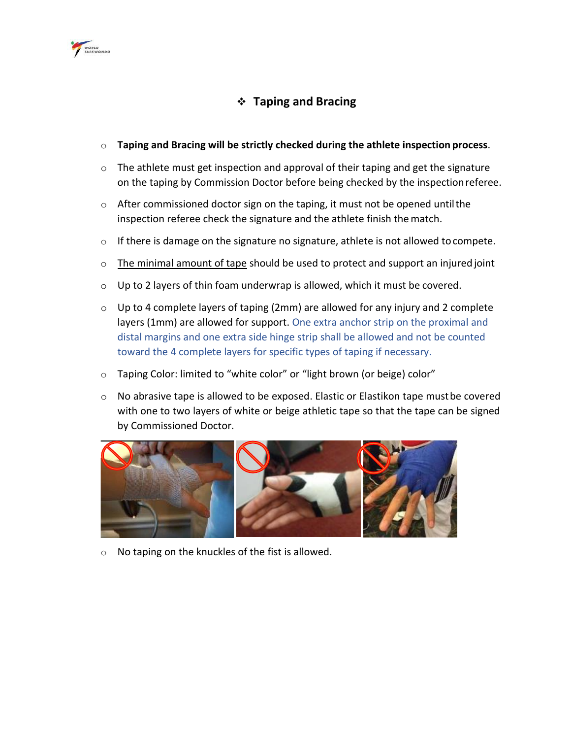## ❖ Taping and Bracing

- **Taping and Bracing will be strictly checked during the athlete inspection process**.
- The athlete must get inspection and approval of their taping and get the signature on the taping by Commission Doctor before being checked by the inspection referee.
- After commissioned doctor sign on the taping, it must not be opened until the inspection referee check the signature and the athlete finish the match.
- If there is damage on the signature no signature, athlete is not allowed to compete.
- <u>The minimal amount of tape</u> should be used to protect and support an injured joint
- Up to 2 layers of thin foam underwrap is allowed, which it must be covered.
- Up to 4 complete layers of taping (2mm) are allowed for any injury and 2 complete layers (1mm) are allowed for support. One extra anchor strip on the proximal and distal margins and one extra side hinge strip shall be allowed and not be counted toward the 4 complete layers for specific types of taping if necessary.
- Taping Color: limited to "white color" or "light brown (or beige) color"
- No abrasive tape is allowed to be exposed. Elastic or Elastikon tape must be covered with one to two layers of white or beige athletic tape so that the tape can be signed by Commissioned Doctor.
- No taping on the knuckles of the fist is allowed.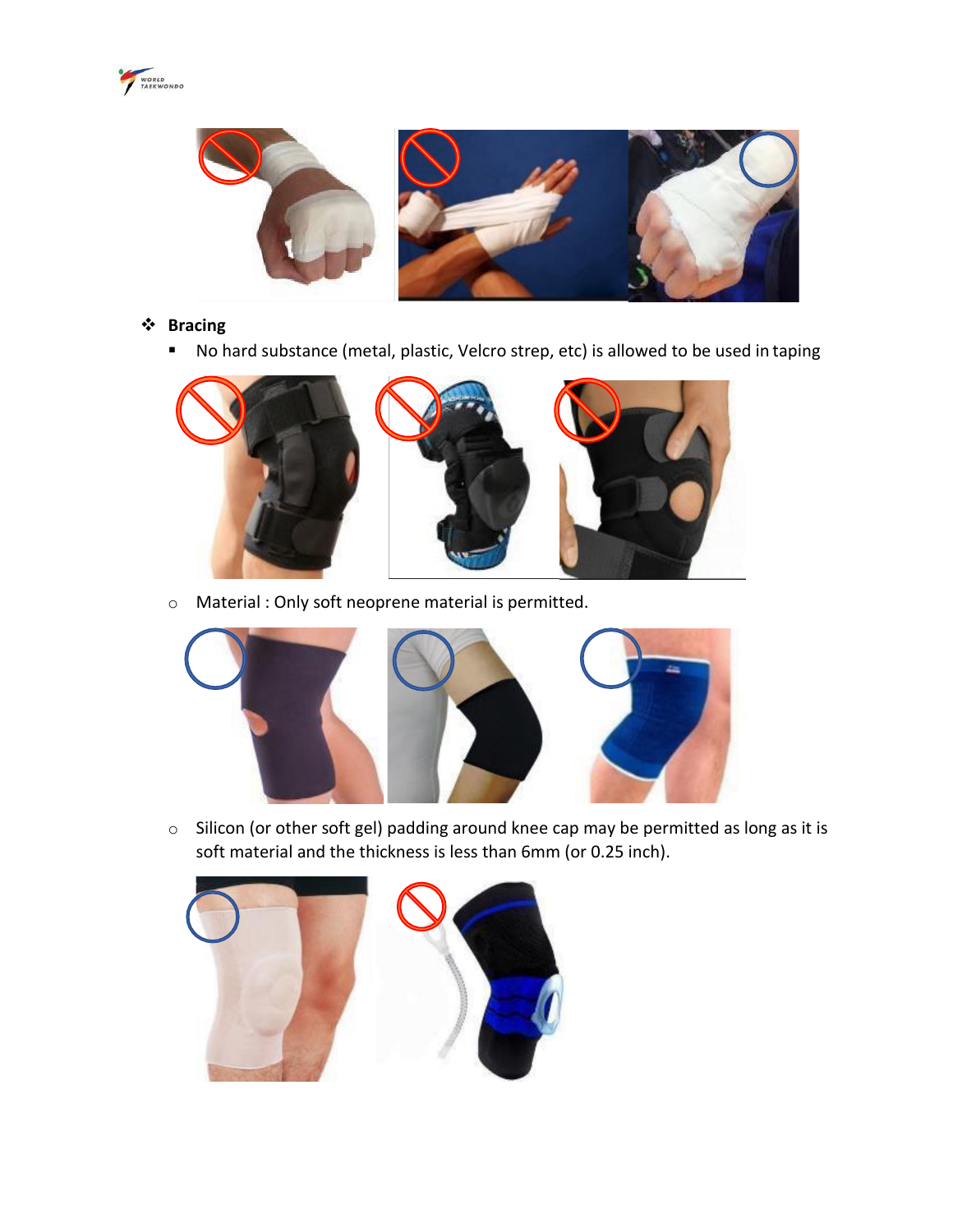- **Bracing**
  - No hard substance (metal, plastic, Velcro strep, etc) is allowed to be used in taping
    - Material : Only soft neoprene material is permitted.
    - Silicon (or other soft gel) padding around knee cap may be permitted as long as it is soft material and the thickness is less than 6mm (or 0.25 inch).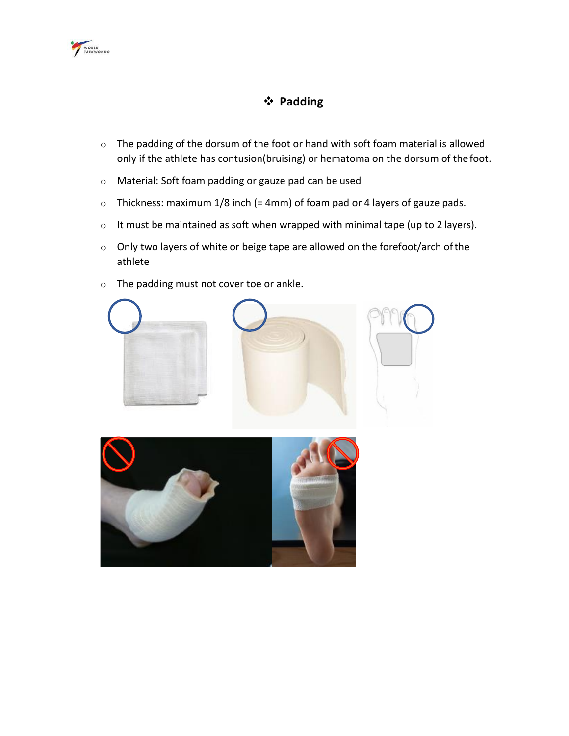## ❖ Padding

- The padding of the dorsum of the foot or hand with soft foam material is allowed only if the athlete has contusion(bruising) or hematoma on the dorsum of the foot.
- Material: Soft foam padding or gauze pad can be used
- Thickness: maximum 1/8 inch (= 4mm) of foam pad or 4 layers of gauze pads.
- It must be maintained as soft when wrapped with minimal tape (up to 2 layers).
- Only two layers of white or beige tape are allowed on the forefoot/arch of the athlete
- The padding must not cover toe or ankle.